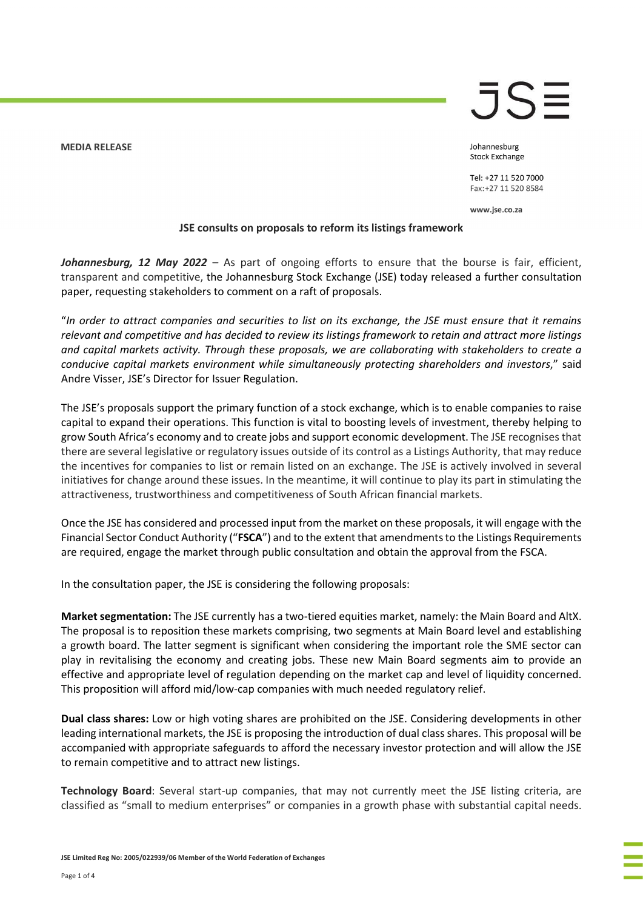**MEDIA RELEASE**

Johannesburg Stock Exchange

Tel: +27 11 520 7000
Fax: +27 11 520 8584

www.jse.co.za

**JSE consults on proposals to reform its listings framework**

***Johannesburg, 12 May 2022*** – As part of ongoing efforts to ensure that the bourse is fair, efficient, transparent and competitive, the Johannesburg Stock Exchange (JSE) today released a further consultation paper, requesting stakeholders to comment on a raft of proposals.

"*In order to attract companies and securities to list on its exchange, the JSE must ensure that it remains relevant and competitive and has decided to review its listings framework to retain and attract more listings and capital markets activity. Through these proposals, we are collaborating with stakeholders to create a conducive capital markets environment while simultaneously protecting shareholders and investors*," said Andre Visser, JSE's Director for Issuer Regulation.

The JSE's proposals support the primary function of a stock exchange, which is to enable companies to raise capital to expand their operations. This function is vital to boosting levels of investment, thereby helping to grow South Africa's economy and to create jobs and support economic development. The JSE recognises that there are several legislative or regulatory issues outside of its control as a Listings Authority, that may reduce the incentives for companies to list or remain listed on an exchange. The JSE is actively involved in several initiatives for change around these issues. In the meantime, it will continue to play its part in stimulating the attractiveness, trustworthiness and competitiveness of South African financial markets.

Once the JSE has considered and processed input from the market on these proposals, it will engage with the Financial Sector Conduct Authority ("**FSCA**") and to the extent that amendments to the Listings Requirements are required, engage the market through public consultation and obtain the approval from the FSCA.

In the consultation paper, the JSE is considering the following proposals:

**Market segmentation:** The JSE currently has a two-tiered equities market, namely: the Main Board and AltX. The proposal is to reposition these markets comprising, two segments at Main Board level and establishing a growth board. The latter segment is significant when considering the important role the SME sector can play in revitalising the economy and creating jobs. These new Main Board segments aim to provide an effective and appropriate level of regulation depending on the market cap and level of liquidity concerned. This proposition will afford mid/low-cap companies with much needed regulatory relief.

**Dual class shares:** Low or high voting shares are prohibited on the JSE. Considering developments in other leading international markets, the JSE is proposing the introduction of dual class shares. This proposal will be accompanied with appropriate safeguards to afford the necessary investor protection and will allow the JSE to remain competitive and to attract new listings.

**Technology Board**: Several start-up companies, that may not currently meet the JSE listing criteria, are classified as "small to medium enterprises" or companies in a growth phase with substantial capital needs.

**JSE Limited Reg No: 2005/022939/06 Member of the World Federation of Exchanges**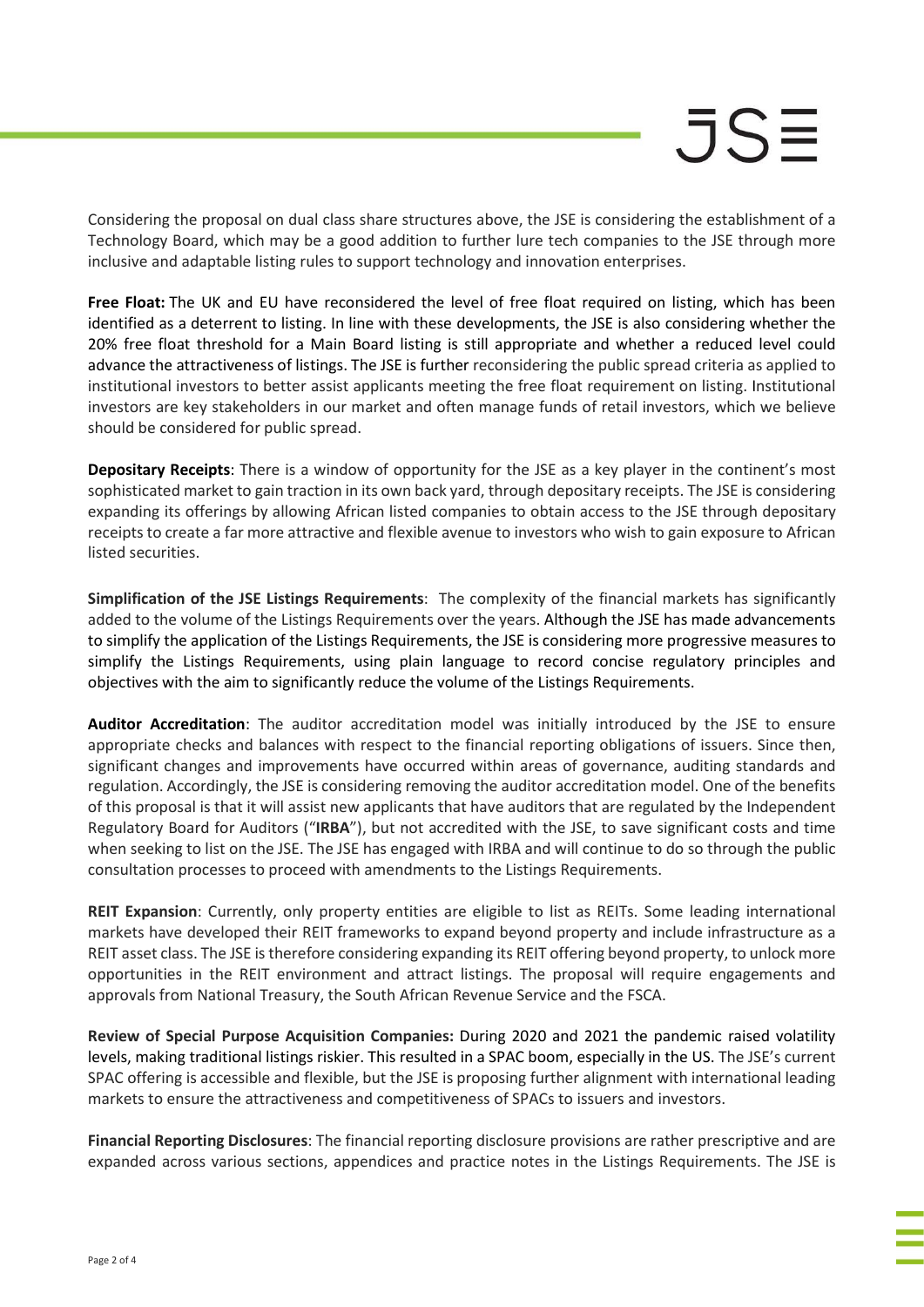Considering the proposal on dual class share structures above, the JSE is considering the establishment of a Technology Board, which may be a good addition to further lure tech companies to the JSE through more inclusive and adaptable listing rules to support technology and innovation enterprises.

**Free Float:** The UK and EU have reconsidered the level of free float required on listing, which has been identified as a deterrent to listing. In line with these developments, the JSE is also considering whether the 20% free float threshold for a Main Board listing is still appropriate and whether a reduced level could advance the attractiveness of listings. The JSE is further reconsidering the public spread criteria as applied to institutional investors to better assist applicants meeting the free float requirement on listing. Institutional investors are key stakeholders in our market and often manage funds of retail investors, which we believe should be considered for public spread.

**Depositary Receipts**: There is a window of opportunity for the JSE as a key player in the continent's most sophisticated market to gain traction in its own back yard, through depositary receipts. The JSE is considering expanding its offerings by allowing African listed companies to obtain access to the JSE through depositary receipts to create a far more attractive and flexible avenue to investors who wish to gain exposure to African listed securities.

**Simplification of the JSE Listings Requirements**: The complexity of the financial markets has significantly added to the volume of the Listings Requirements over the years. Although the JSE has made advancements to simplify the application of the Listings Requirements, the JSE is considering more progressive measures to simplify the Listings Requirements, using plain language to record concise regulatory principles and objectives with the aim to significantly reduce the volume of the Listings Requirements.

**Auditor Accreditation**: The auditor accreditation model was initially introduced by the JSE to ensure appropriate checks and balances with respect to the financial reporting obligations of issuers. Since then, significant changes and improvements have occurred within areas of governance, auditing standards and regulation. Accordingly, the JSE is considering removing the auditor accreditation model. One of the benefits of this proposal is that it will assist new applicants that have auditors that are regulated by the Independent Regulatory Board for Auditors ("**IRBA**"), but not accredited with the JSE, to save significant costs and time when seeking to list on the JSE. The JSE has engaged with IRBA and will continue to do so through the public consultation processes to proceed with amendments to the Listings Requirements.

**REIT Expansion**: Currently, only property entities are eligible to list as REITs. Some leading international markets have developed their REIT frameworks to expand beyond property and include infrastructure as a REIT asset class. The JSE is therefore considering expanding its REIT offering beyond property, to unlock more opportunities in the REIT environment and attract listings. The proposal will require engagements and approvals from National Treasury, the South African Revenue Service and the FSCA.

**Review of Special Purpose Acquisition Companies:** During 2020 and 2021 the pandemic raised volatility levels, making traditional listings riskier. This resulted in a SPAC boom, especially in the US. The JSE's current SPAC offering is accessible and flexible, but the JSE is proposing further alignment with international leading markets to ensure the attractiveness and competitiveness of SPACs to issuers and investors.

**Financial Reporting Disclosures**: The financial reporting disclosure provisions are rather prescriptive and are expanded across various sections, appendices and practice notes in the Listings Requirements. The JSE is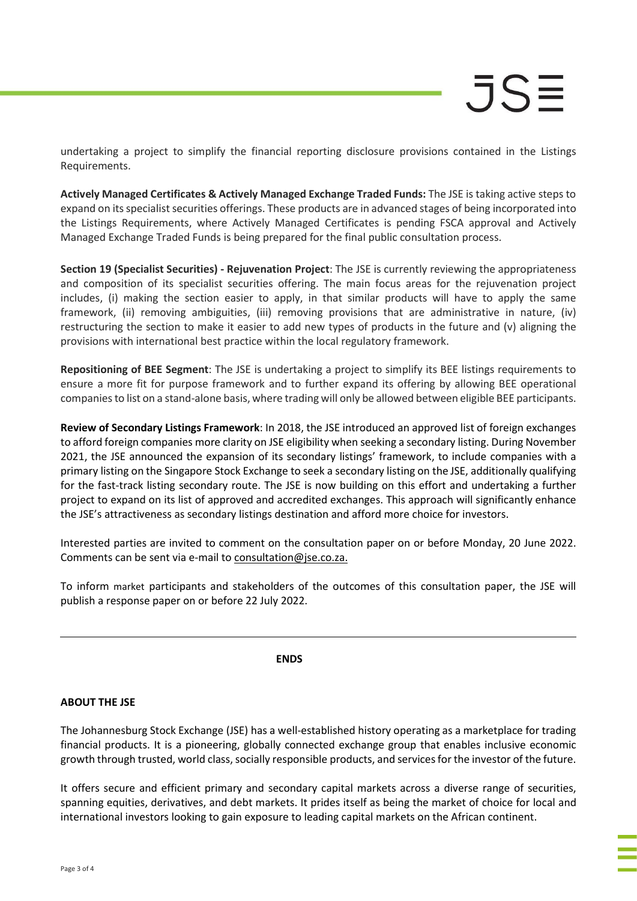undertaking a project to simplify the financial reporting disclosure provisions contained in the Listings Requirements.

**Actively Managed Certificates & Actively Managed Exchange Traded Funds:** The JSE is taking active steps to expand on its specialist securities offerings. These products are in advanced stages of being incorporated into the Listings Requirements, where Actively Managed Certificates is pending FSCA approval and Actively Managed Exchange Traded Funds is being prepared for the final public consultation process.

**Section 19 (Specialist Securities) - Rejuvenation Project**: The JSE is currently reviewing the appropriateness and composition of its specialist securities offering. The main focus areas for the rejuvenation project includes, (i) making the section easier to apply, in that similar products will have to apply the same framework, (ii) removing ambiguities, (iii) removing provisions that are administrative in nature, (iv) restructuring the section to make it easier to add new types of products in the future and (v) aligning the provisions with international best practice within the local regulatory framework.

**Repositioning of BEE Segment**: The JSE is undertaking a project to simplify its BEE listings requirements to ensure a more fit for purpose framework and to further expand its offering by allowing BEE operational companies to list on a stand-alone basis, where trading will only be allowed between eligible BEE participants.

**Review of Secondary Listings Framework**: In 2018, the JSE introduced an approved list of foreign exchanges to afford foreign companies more clarity on JSE eligibility when seeking a secondary listing. During November 2021, the JSE announced the expansion of its secondary listings' framework, to include companies with a primary listing on the Singapore Stock Exchange to seek a secondary listing on the JSE, additionally qualifying for the fast-track listing secondary route. The JSE is now building on this effort and undertaking a further project to expand on its list of approved and accredited exchanges. This approach will significantly enhance the JSE's attractiveness as secondary listings destination and afford more choice for investors.

Interested parties are invited to comment on the consultation paper on or before Monday, 20 June 2022. Comments can be sent via e-mail to consultation@jse.co.za.

To inform market participants and stakeholders of the outcomes of this consultation paper, the JSE will publish a response paper on or before 22 July 2022.

---

**ENDS**

**ABOUT THE JSE**

The Johannesburg Stock Exchange (JSE) has a well-established history operating as a marketplace for trading financial products. It is a pioneering, globally connected exchange group that enables inclusive economic growth through trusted, world class, socially responsible products, and services for the investor of the future.

It offers secure and efficient primary and secondary capital markets across a diverse range of securities, spanning equities, derivatives, and debt markets. It prides itself as being the market of choice for local and international investors looking to gain exposure to leading capital markets on the African continent.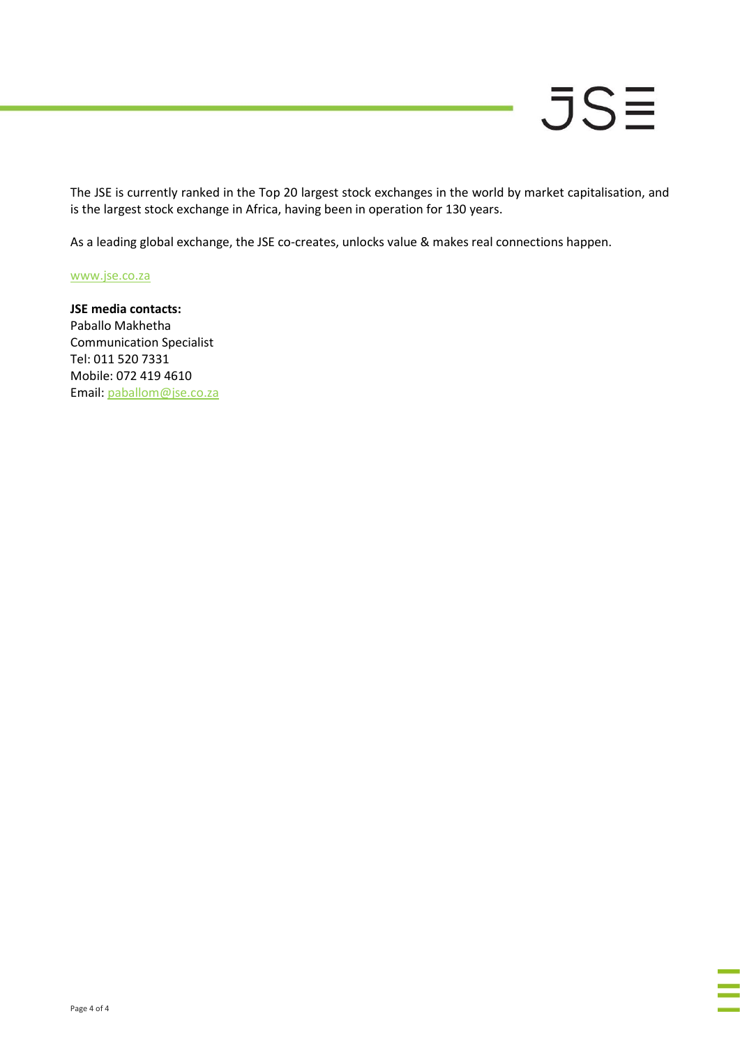The JSE is currently ranked in the Top 20 largest stock exchanges in the world by market capitalisation, and is the largest stock exchange in Africa, having been in operation for 130 years.

As a leading global exchange, the JSE co-creates, unlocks value & makes real connections happen.

www.jse.co.za

**JSE media contacts:**
Paballo Makhetha
Communication Specialist
Tel: 011 520 7331
Mobile: 072 419 4610
Email: paballom@jse.co.za